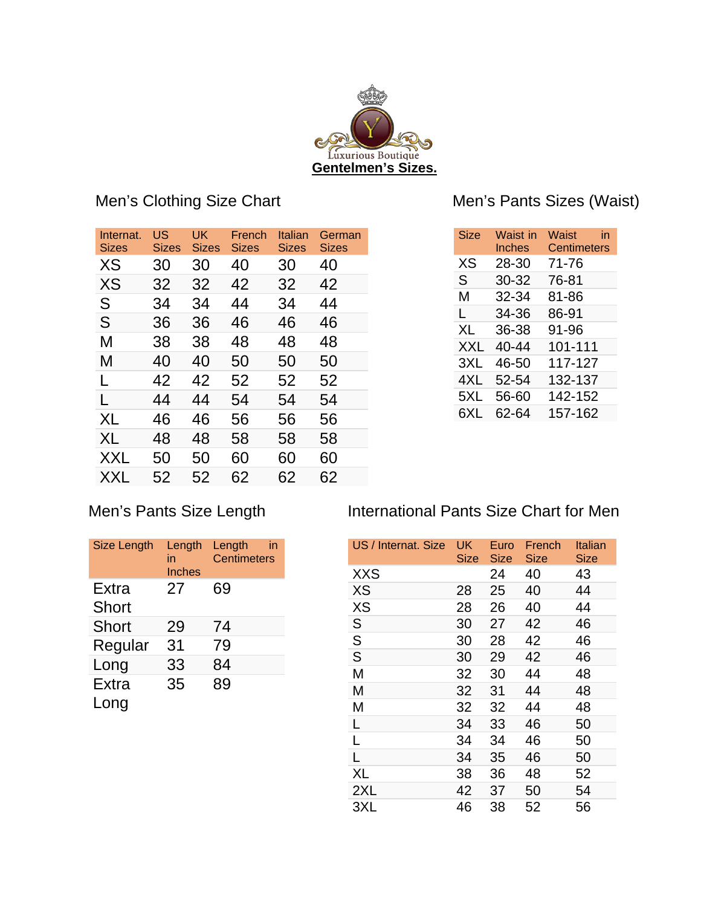Luxurious Boutique

**Gentelmen's Sizes.**

## Men's Clothing Size Chart

| Internat. Sizes | US Sizes | UK Sizes | French Sizes | Italian Sizes | German Sizes |
|---|---|---|---|---|---|
| XS | 30 | 30 | 40 | 30 | 40 |
| XS | 32 | 32 | 42 | 32 | 42 |
| S | 34 | 34 | 44 | 34 | 44 |
| S | 36 | 36 | 46 | 46 | 46 |
| M | 38 | 38 | 48 | 48 | 48 |
| M | 40 | 40 | 50 | 50 | 50 |
| L | 42 | 42 | 52 | 52 | 52 |
| L | 44 | 44 | 54 | 54 | 54 |
| XL | 46 | 46 | 56 | 56 | 56 |
| XL | 48 | 48 | 58 | 58 | 58 |
| XXL | 50 | 50 | 60 | 60 | 60 |
| XXL | 52 | 52 | 62 | 62 | 62 |

## Men's Pants Sizes (Waist)

| Size | Waist in Inches | Waist in Centimeters |
|---|---|---|
| XS | 28-30 | 71-76 |
| S | 30-32 | 76-81 |
| M | 32-34 | 81-86 |
| L | 34-36 | 86-91 |
| XL | 36-38 | 91-96 |
| XXL | 40-44 | 101-111 |
| 3XL | 46-50 | 117-127 |
| 4XL | 52-54 | 132-137 |
| 5XL | 56-60 | 142-152 |
| 6XL | 62-64 | 157-162 |

## Men's Pants Size Length

| Size Length | Length in Inches | Length in Centimeters |
|---|---|---|
| Extra Short | 27 | 69 |
| Short | 29 | 74 |
| Regular | 31 | 79 |
| Long | 33 | 84 |
| Extra Long | 35 | 89 |

## International Pants Size Chart for Men

| US / Internat. Size | UK Size | Euro Size | French Size | Italian Size |
|---|---|---|---|---|
| XXS | | 24 | 40 | 43 |
| XS | 28 | 25 | 40 | 44 |
| XS | 28 | 26 | 40 | 44 |
| S | 30 | 27 | 42 | 46 |
| S | 30 | 28 | 42 | 46 |
| S | 30 | 29 | 42 | 46 |
| M | 32 | 30 | 44 | 48 |
| M | 32 | 31 | 44 | 48 |
| M | 32 | 32 | 44 | 48 |
| L | 34 | 33 | 46 | 50 |
| L | 34 | 34 | 46 | 50 |
| L | 34 | 35 | 46 | 50 |
| XL | 38 | 36 | 48 | 52 |
| 2XL | 42 | 37 | 50 | 54 |
| 3XL | 46 | 38 | 52 | 56 |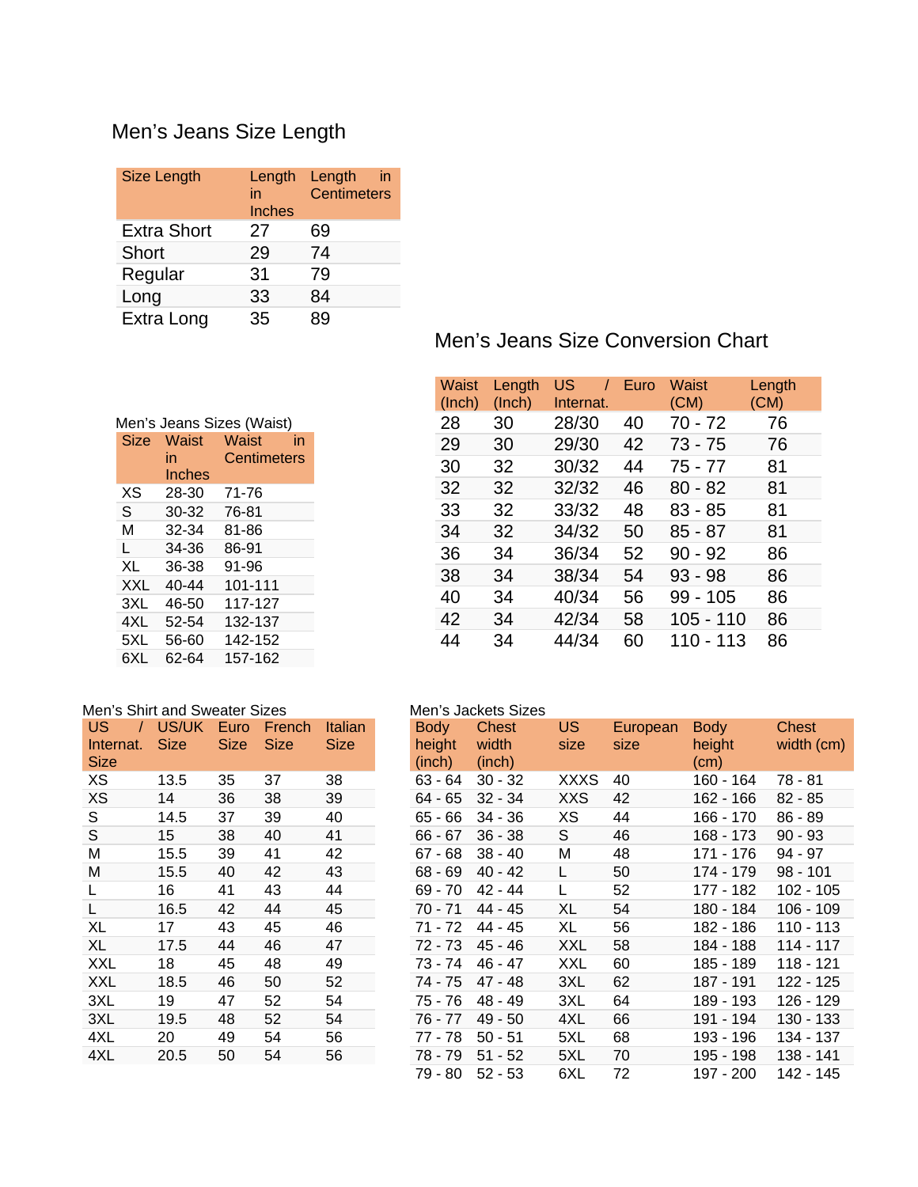## Men's Jeans Size Length

| Size Length | Length in Inches | Length in Centimeters |
|---|---|---|
| Extra Short | 27 | 69 |
| Short | 29 | 74 |
| Regular | 31 | 79 |
| Long | 33 | 84 |
| Extra Long | 35 | 89 |

## Men's Jeans Size Conversion Chart

| Waist (Inch) | Length (Inch) | US / Internat. | Euro | Waist (CM) | Length (CM) |
|---|---|---|---|---|---|
| 28 | 30 | 28/30 | 40 | 70 - 72 | 76 |
| 29 | 30 | 29/30 | 42 | 73 - 75 | 76 |
| 30 | 32 | 30/32 | 44 | 75 - 77 | 81 |
| 32 | 32 | 32/32 | 46 | 80 - 82 | 81 |
| 33 | 32 | 33/32 | 48 | 83 - 85 | 81 |
| 34 | 32 | 34/32 | 50 | 85 - 87 | 81 |
| 36 | 34 | 36/34 | 52 | 90 - 92 | 86 |
| 38 | 34 | 38/34 | 54 | 93 - 98 | 86 |
| 40 | 34 | 40/34 | 56 | 99 - 105 | 86 |
| 42 | 34 | 42/34 | 58 | 105 - 110 | 86 |
| 44 | 34 | 44/34 | 60 | 110 - 113 | 86 |

Men's Jeans Sizes (Waist)

| Size | Waist in Inches | Waist in Centimeters |
|---|---|---|
| XS | 28-30 | 71-76 |
| S | 30-32 | 76-81 |
| M | 32-34 | 81-86 |
| L | 34-36 | 86-91 |
| XL | 36-38 | 91-96 |
| XXL | 40-44 | 101-111 |
| 3XL | 46-50 | 117-127 |
| 4XL | 52-54 | 132-137 |
| 5XL | 56-60 | 142-152 |
| 6XL | 62-64 | 157-162 |

Men's Shirt and Sweater Sizes

| US / Internat. Size | US/UK Size | Euro Size | French Size | Italian Size |
|---|---|---|---|---|
| XS | 13.5 | 35 | 37 | 38 |
| XS | 14 | 36 | 38 | 39 |
| S | 14.5 | 37 | 39 | 40 |
| S | 15 | 38 | 40 | 41 |
| M | 15.5 | 39 | 41 | 42 |
| M | 15.5 | 40 | 42 | 43 |
| L | 16 | 41 | 43 | 44 |
| L | 16.5 | 42 | 44 | 45 |
| XL | 17 | 43 | 45 | 46 |
| XL | 17.5 | 44 | 46 | 47 |
| XXL | 18 | 45 | 48 | 49 |
| XXL | 18.5 | 46 | 50 | 52 |
| 3XL | 19 | 47 | 52 | 54 |
| 3XL | 19.5 | 48 | 52 | 54 |
| 4XL | 20 | 49 | 54 | 56 |
| 4XL | 20.5 | 50 | 54 | 56 |

Men's Jackets Sizes

| Body height (inch) | Chest width (inch) | US size | European size | Body height (cm) | Chest width (cm) |
|---|---|---|---|---|---|
| 63 - 64 | 30 - 32 | XXXS | 40 | 160 - 164 | 78 - 81 |
| 64 - 65 | 32 - 34 | XXS | 42 | 162 - 166 | 82 - 85 |
| 65 - 66 | 34 - 36 | XS | 44 | 166 - 170 | 86 - 89 |
| 66 - 67 | 36 - 38 | S | 46 | 168 - 173 | 90 - 93 |
| 67 - 68 | 38 - 40 | M | 48 | 171 - 176 | 94 - 97 |
| 68 - 69 | 40 - 42 | L | 50 | 174 - 179 | 98 - 101 |
| 69 - 70 | 42 - 44 | L | 52 | 177 - 182 | 102 - 105 |
| 70 - 71 | 44 - 45 | XL | 54 | 180 - 184 | 106 - 109 |
| 71 - 72 | 44 - 45 | XL | 56 | 182 - 186 | 110 - 113 |
| 72 - 73 | 45 - 46 | XXL | 58 | 184 - 188 | 114 - 117 |
| 73 - 74 | 46 - 47 | XXL | 60 | 185 - 189 | 118 - 121 |
| 74 - 75 | 47 - 48 | 3XL | 62 | 187 - 191 | 122 - 125 |
| 75 - 76 | 48 - 49 | 3XL | 64 | 189 - 193 | 126 - 129 |
| 76 - 77 | 49 - 50 | 4XL | 66 | 191 - 194 | 130 - 133 |
| 77 - 78 | 50 - 51 | 5XL | 68 | 193 - 196 | 134 - 137 |
| 78 - 79 | 51 - 52 | 5XL | 70 | 195 - 198 | 138 - 141 |
| 79 - 80 | 52 - 53 | 6XL | 72 | 197 - 200 | 142 - 145 |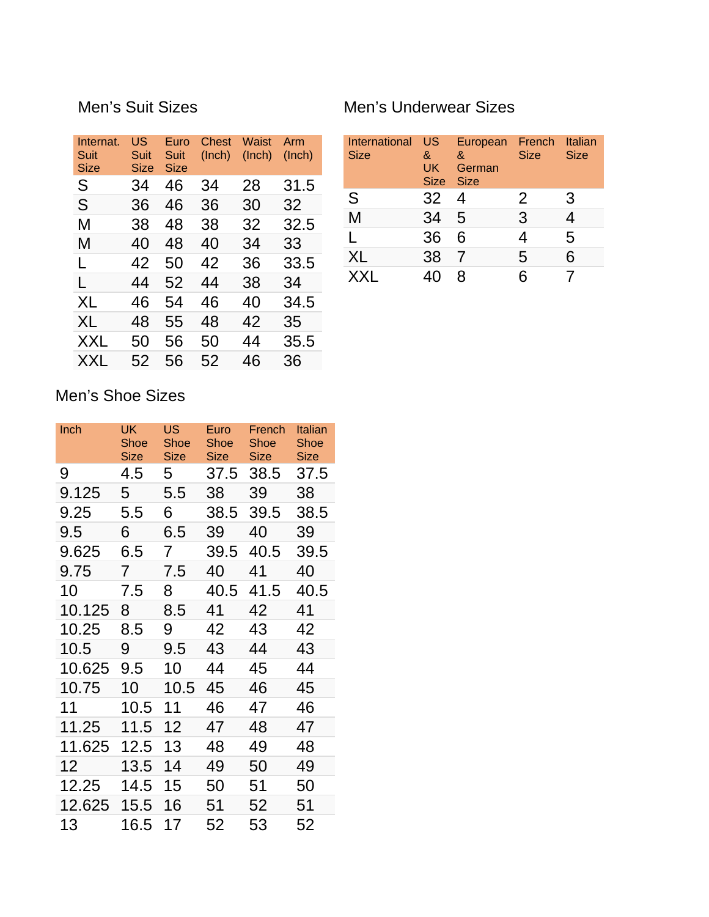## Men's Suit Sizes

| Internat. Suit Size | US Suit Size | Euro Suit Size | Chest (Inch) | Waist (Inch) | Arm (Inch) |
|---|---|---|---|---|---|
| S | 34 | 46 | 34 | 28 | 31.5 |
| S | 36 | 46 | 36 | 30 | 32 |
| M | 38 | 48 | 38 | 32 | 32.5 |
| M | 40 | 48 | 40 | 34 | 33 |
| L | 42 | 50 | 42 | 36 | 33.5 |
| L | 44 | 52 | 44 | 38 | 34 |
| XL | 46 | 54 | 46 | 40 | 34.5 |
| XL | 48 | 55 | 48 | 42 | 35 |
| XXL | 50 | 56 | 50 | 44 | 35.5 |
| XXL | 52 | 56 | 52 | 46 | 36 |

## Men's Underwear Sizes

| International Size | US & UK Size | European & German Size | French Size | Italian Size |
|---|---|---|---|---|
| S | 32 | 4 | 2 | 3 |
| M | 34 | 5 | 3 | 4 |
| L | 36 | 6 | 4 | 5 |
| XL | 38 | 7 | 5 | 6 |
| XXL | 40 | 8 | 6 | 7 |

## Men's Shoe Sizes

| Inch | UK Shoe Size | US Shoe Size | Euro Shoe Size | French Shoe Size | Italian Shoe Size |
|---|---|---|---|---|---|
| 9 | 4.5 | 5 | 37.5 | 38.5 | 37.5 |
| 9.125 | 5 | 5.5 | 38 | 39 | 38 |
| 9.25 | 5.5 | 6 | 38.5 | 39.5 | 38.5 |
| 9.5 | 6 | 6.5 | 39 | 40 | 39 |
| 9.625 | 6.5 | 7 | 39.5 | 40.5 | 39.5 |
| 9.75 | 7 | 7.5 | 40 | 41 | 40 |
| 10 | 7.5 | 8 | 40.5 | 41.5 | 40.5 |
| 10.125 | 8 | 8.5 | 41 | 42 | 41 |
| 10.25 | 8.5 | 9 | 42 | 43 | 42 |
| 10.5 | 9 | 9.5 | 43 | 44 | 43 |
| 10.625 | 9.5 | 10 | 44 | 45 | 44 |
| 10.75 | 10 | 10.5 | 45 | 46 | 45 |
| 11 | 10.5 | 11 | 46 | 47 | 46 |
| 11.25 | 11.5 | 12 | 47 | 48 | 47 |
| 11.625 | 12.5 | 13 | 48 | 49 | 48 |
| 12 | 13.5 | 14 | 49 | 50 | 49 |
| 12.25 | 14.5 | 15 | 50 | 51 | 50 |
| 12.625 | 15.5 | 16 | 51 | 52 | 51 |
| 13 | 16.5 | 17 | 52 | 53 | 52 |